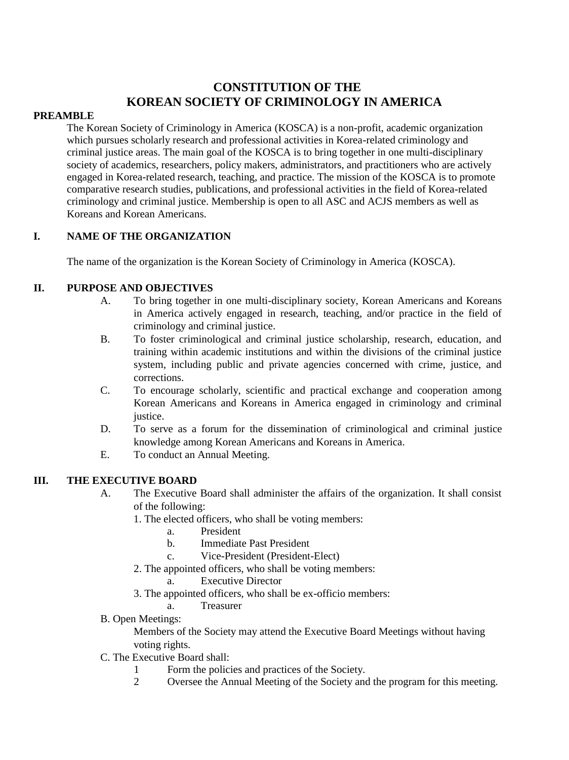# CONSTITUTION OF THE KOREAN SOCIETY OF CRIMINOLOGY IN AMERICA

**PREAMBLE**

The Korean Society of Criminology in America (KOSCA) is a non-profit, academic organization which pursues scholarly research and professional activities in Korea-related criminology and criminal justice areas. The main goal of the KOSCA is to bring together in one multi-disciplinary society of academics, researchers, policy makers, administrators, and practitioners who are actively engaged in Korea-related research, teaching, and practice. The mission of the KOSCA is to promote comparative research studies, publications, and professional activities in the field of Korea-related criminology and criminal justice. Membership is open to all ASC and ACJS members as well as Koreans and Korean Americans.

**I. NAME OF THE ORGANIZATION**

The name of the organization is the Korean Society of Criminology in America (KOSCA).

**II. PURPOSE AND OBJECTIVES**

A. To bring together in one multi-disciplinary society, Korean Americans and Koreans in America actively engaged in research, teaching, and/or practice in the field of criminology and criminal justice.

B. To foster criminological and criminal justice scholarship, research, education, and training within academic institutions and within the divisions of the criminal justice system, including public and private agencies concerned with crime, justice, and corrections.

C. To encourage scholarly, scientific and practical exchange and cooperation among Korean Americans and Koreans in America engaged in criminology and criminal justice.

D. To serve as a forum for the dissemination of criminological and criminal justice knowledge among Korean Americans and Koreans in America.

E. To conduct an Annual Meeting.

**III. THE EXECUTIVE BOARD**

A. The Executive Board shall administer the affairs of the organization. It shall consist of the following:

1. The elected officers, who shall be voting members:
   a. President
   b. Immediate Past President
   c. Vice-President (President-Elect)
2. The appointed officers, who shall be voting members:
   a. Executive Director
3. The appointed officers, who shall be ex-officio members:
   a. Treasurer

B. Open Meetings:

Members of the Society may attend the Executive Board Meetings without having voting rights.

C. The Executive Board shall:

1 Form the policies and practices of the Society.
2 Oversee the Annual Meeting of the Society and the program for this meeting.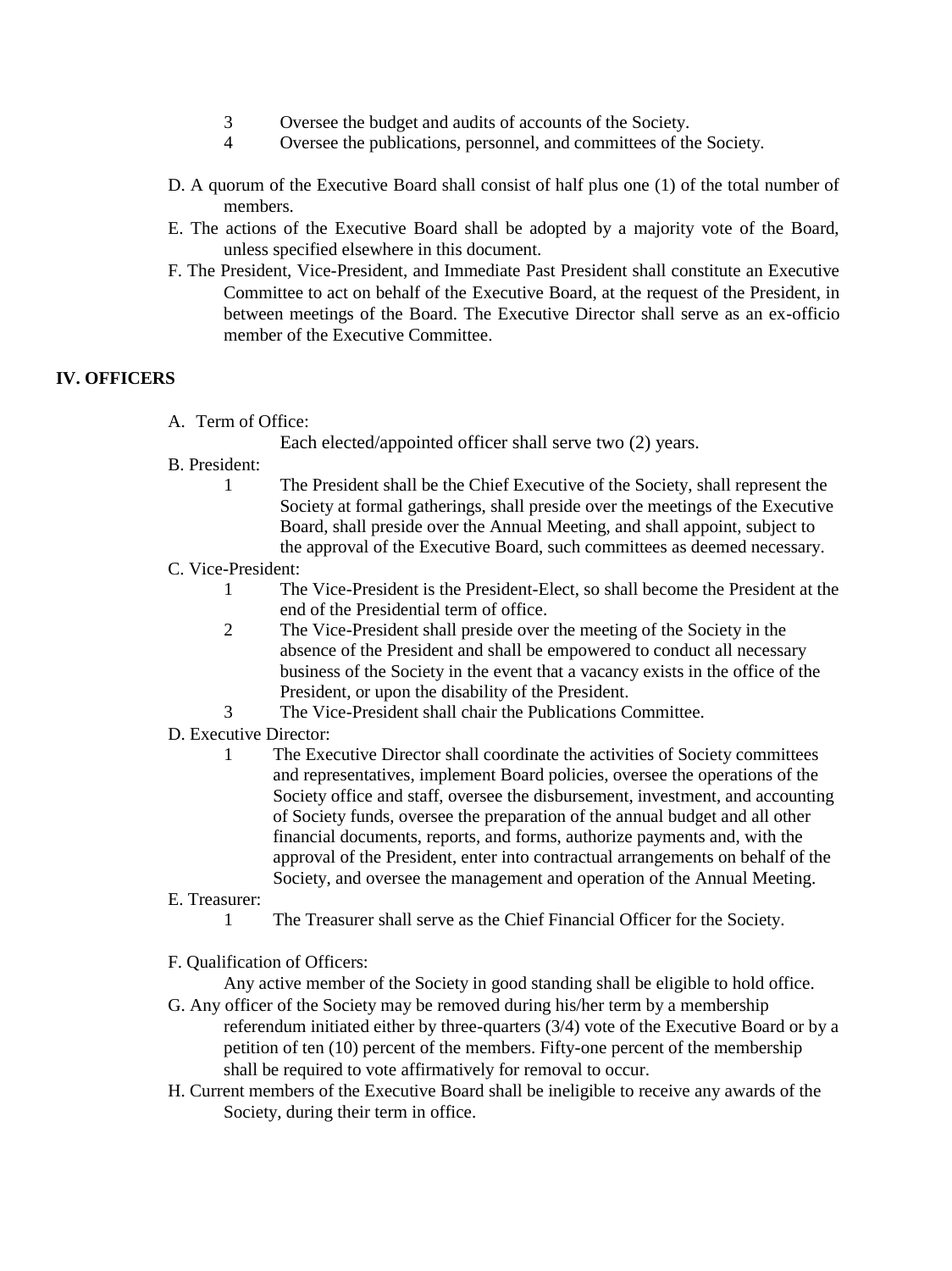3. Oversee the budget and audits of accounts of the Society.
4. Oversee the publications, personnel, and committees of the Society.

D. A quorum of the Executive Board shall consist of half plus one (1) of the total number of members.

E. The actions of the Executive Board shall be adopted by a majority vote of the Board, unless specified elsewhere in this document.

F. The President, Vice-President, and Immediate Past President shall constitute an Executive Committee to act on behalf of the Executive Board, at the request of the President, in between meetings of the Board. The Executive Director shall serve as an ex-officio member of the Executive Committee.

## IV. OFFICERS

A. Term of Office:

Each elected/appointed officer shall serve two (2) years.

B. President:

1. The President shall be the Chief Executive of the Society, shall represent the Society at formal gatherings, shall preside over the meetings of the Executive Board, shall preside over the Annual Meeting, and shall appoint, subject to the approval of the Executive Board, such committees as deemed necessary.

C. Vice-President:

1. The Vice-President is the President-Elect, so shall become the President at the end of the Presidential term of office.
2. The Vice-President shall preside over the meeting of the Society in the absence of the President and shall be empowered to conduct all necessary business of the Society in the event that a vacancy exists in the office of the President, or upon the disability of the President.
3. The Vice-President shall chair the Publications Committee.

D. Executive Director:

1. The Executive Director shall coordinate the activities of Society committees and representatives, implement Board policies, oversee the operations of the Society office and staff, oversee the disbursement, investment, and accounting of Society funds, oversee the preparation of the annual budget and all other financial documents, reports, and forms, authorize payments and, with the approval of the President, enter into contractual arrangements on behalf of the Society, and oversee the management and operation of the Annual Meeting.

E. Treasurer:

1. The Treasurer shall serve as the Chief Financial Officer for the Society.

F. Qualification of Officers:

Any active member of the Society in good standing shall be eligible to hold office.

G. Any officer of the Society may be removed during his/her term by a membership referendum initiated either by three-quarters (3/4) vote of the Executive Board or by a petition of ten (10) percent of the members. Fifty-one percent of the membership shall be required to vote affirmatively for removal to occur.

H. Current members of the Executive Board shall be ineligible to receive any awards of the Society, during their term in office.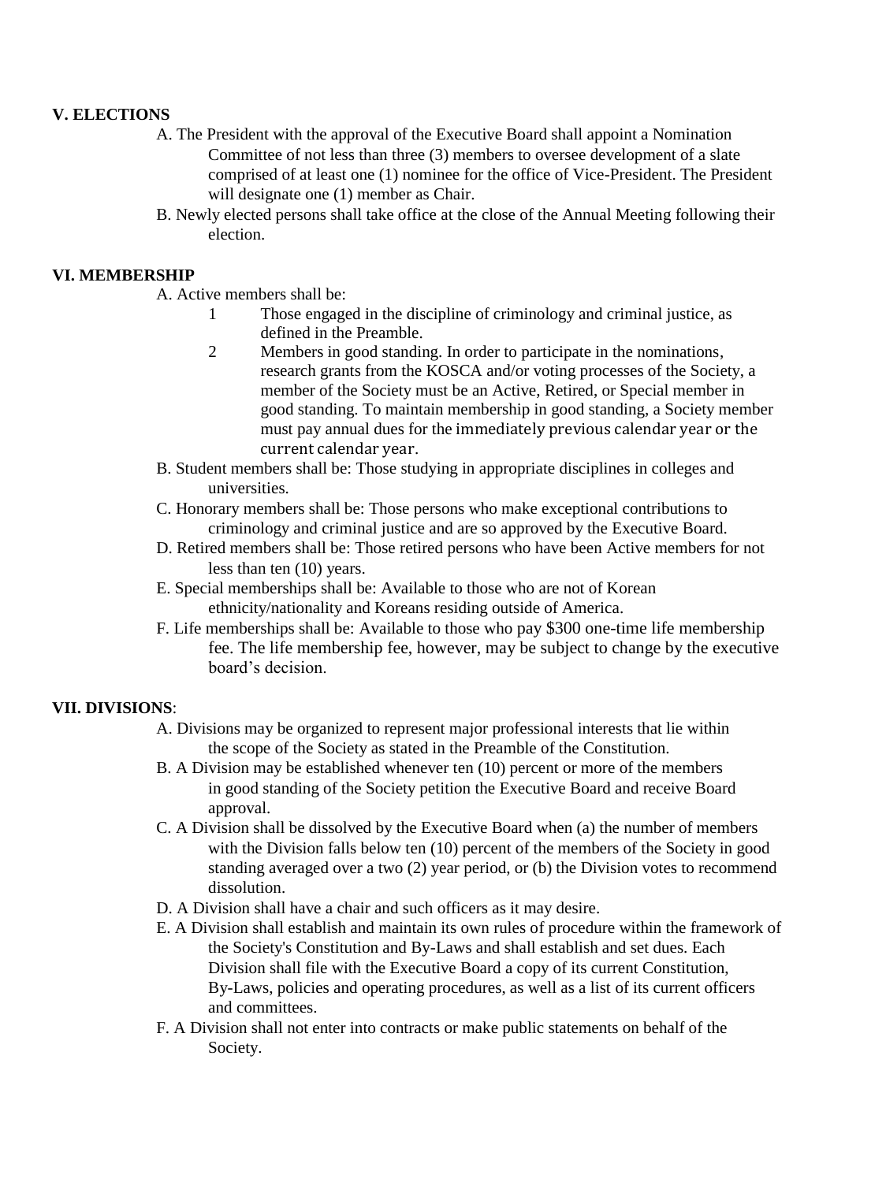## V. ELECTIONS

A. The President with the approval of the Executive Board shall appoint a Nomination Committee of not less than three (3) members to oversee development of a slate comprised of at least one (1) nominee for the office of Vice-President. The President will designate one (1) member as Chair.

B. Newly elected persons shall take office at the close of the Annual Meeting following their election.

## VI. MEMBERSHIP

A. Active members shall be:

1. Those engaged in the discipline of criminology and criminal justice, as defined in the Preamble.
2. Members in good standing. In order to participate in the nominations, research grants from the KOSCA and/or voting processes of the Society, a member of the Society must be an Active, Retired, or Special member in good standing. To maintain membership in good standing, a Society member must pay annual dues for the immediately previous calendar year or the current calendar year.

B. Student members shall be: Those studying in appropriate disciplines in colleges and universities.

C. Honorary members shall be: Those persons who make exceptional contributions to criminology and criminal justice and are so approved by the Executive Board.

D. Retired members shall be: Those retired persons who have been Active members for not less than ten (10) years.

E. Special memberships shall be: Available to those who are not of Korean ethnicity/nationality and Koreans residing outside of America.

F. Life memberships shall be: Available to those who pay $300 one-time life membership fee. The life membership fee, however, may be subject to change by the executive board's decision.

## VII. DIVISIONS:

A. Divisions may be organized to represent major professional interests that lie within the scope of the Society as stated in the Preamble of the Constitution.

B. A Division may be established whenever ten (10) percent or more of the members in good standing of the Society petition the Executive Board and receive Board approval.

C. A Division shall be dissolved by the Executive Board when (a) the number of members with the Division falls below ten (10) percent of the members of the Society in good standing averaged over a two (2) year period, or (b) the Division votes to recommend dissolution.

D. A Division shall have a chair and such officers as it may desire.

E. A Division shall establish and maintain its own rules of procedure within the framework of the Society's Constitution and By-Laws and shall establish and set dues. Each Division shall file with the Executive Board a copy of its current Constitution, By-Laws, policies and operating procedures, as well as a list of its current officers and committees.

F. A Division shall not enter into contracts or make public statements on behalf of the Society.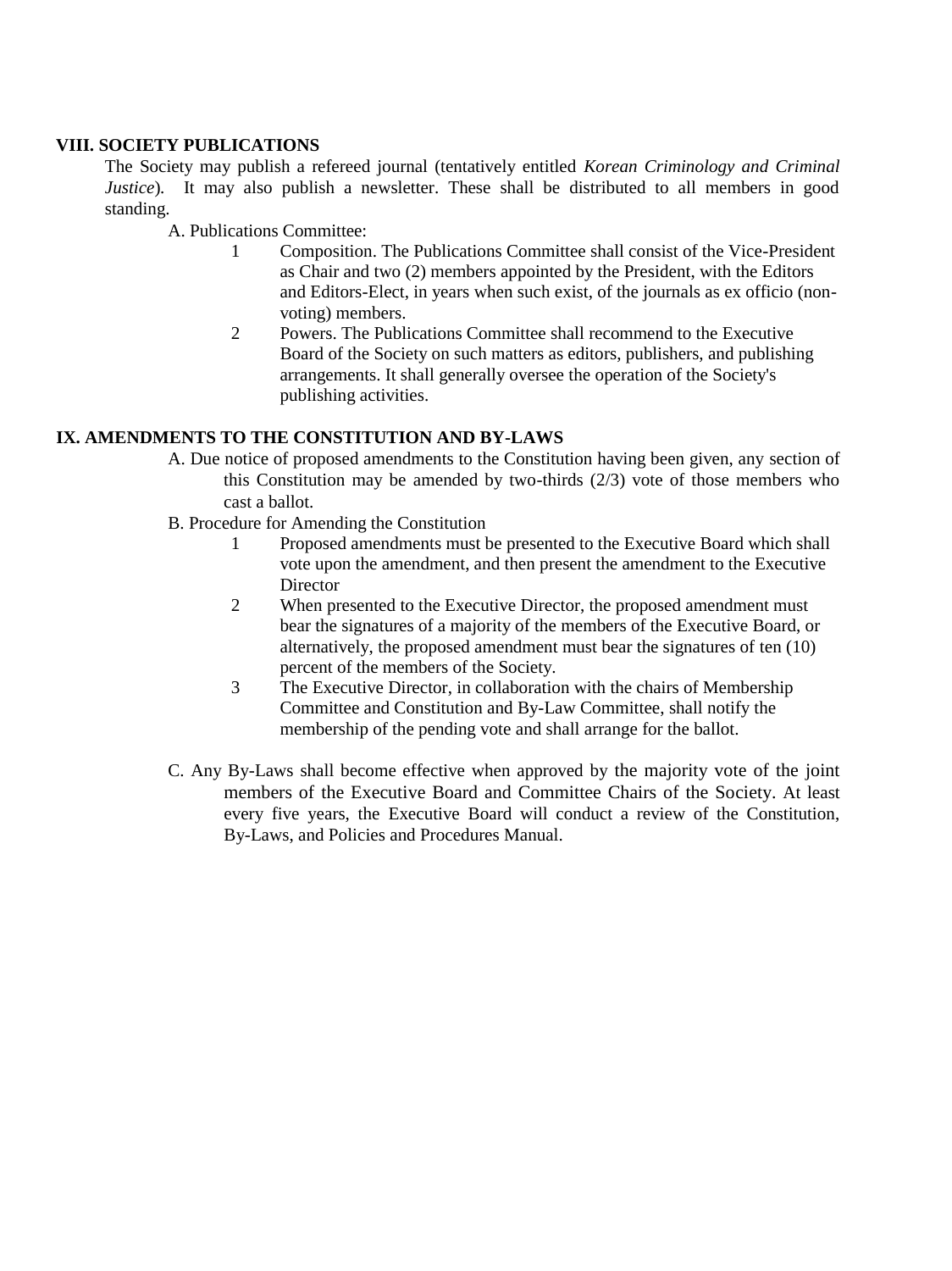**VIII. SOCIETY PUBLICATIONS**

The Society may publish a refereed journal (tentatively entitled *Korean Criminology and Criminal Justice*). It may also publish a newsletter. These shall be distributed to all members in good standing.

A. Publications Committee:

1. Composition. The Publications Committee shall consist of the Vice-President as Chair and two (2) members appointed by the President, with the Editors and Editors-Elect, in years when such exist, of the journals as ex officio (non-voting) members.
2. Powers. The Publications Committee shall recommend to the Executive Board of the Society on such matters as editors, publishers, and publishing arrangements. It shall generally oversee the operation of the Society's publishing activities.

**IX. AMENDMENTS TO THE CONSTITUTION AND BY-LAWS**

A. Due notice of proposed amendments to the Constitution having been given, any section of this Constitution may be amended by two-thirds (2/3) vote of those members who cast a ballot.

B. Procedure for Amending the Constitution

1. Proposed amendments must be presented to the Executive Board which shall vote upon the amendment, and then present the amendment to the Executive Director
2. When presented to the Executive Director, the proposed amendment must bear the signatures of a majority of the members of the Executive Board, or alternatively, the proposed amendment must bear the signatures of ten (10) percent of the members of the Society.
3. The Executive Director, in collaboration with the chairs of Membership Committee and Constitution and By-Law Committee, shall notify the membership of the pending vote and shall arrange for the ballot.

C. Any By-Laws shall become effective when approved by the majority vote of the joint members of the Executive Board and Committee Chairs of the Society. At least every five years, the Executive Board will conduct a review of the Constitution, By-Laws, and Policies and Procedures Manual.